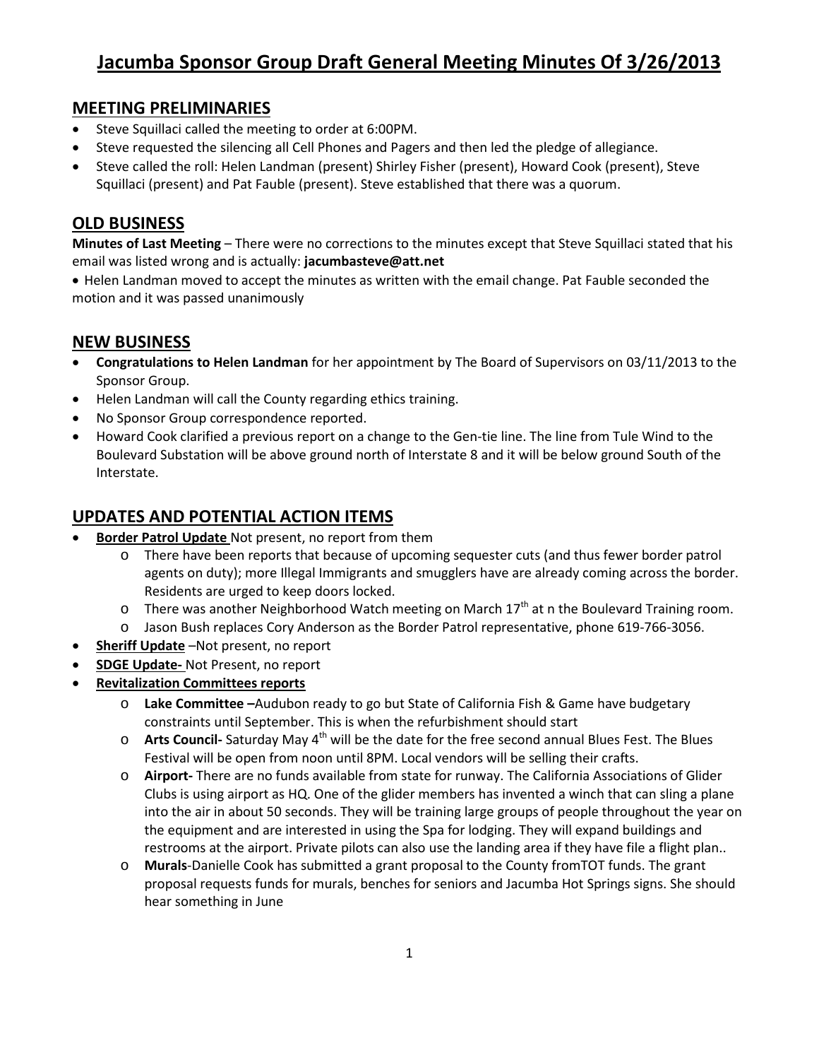# Jacumba Sponsor Group Draft General Meeting Minutes Of 3/26/2013

## MEETING PRELIMINARIES

- Steve Squillaci called the meeting to order at 6:00PM.
- Steve requested the silencing all Cell Phones and Pagers and then led the pledge of allegiance.
- Steve called the roll: Helen Landman (present) Shirley Fisher (present), Howard Cook (present), Steve Squillaci (present) and Pat Fauble (present). Steve established that there was a quorum.

## OLD BUSINESS

**Minutes of Last Meeting** – There were no corrections to the minutes except that Steve Squillaci stated that his email was listed wrong and is actually: **jacumbasteve@att.net**

- Helen Landman moved to accept the minutes as written with the email change. Pat Fauble seconded the motion and it was passed unanimously

## NEW BUSINESS

- **Congratulations to Helen Landman** for her appointment by The Board of Supervisors on 03/11/2013 to the Sponsor Group.
- Helen Landman will call the County regarding ethics training.
- No Sponsor Group correspondence reported.
- Howard Cook clarified a previous report on a change to the Gen-tie line. The line from Tule Wind to the Boulevard Substation will be above ground north of Interstate 8 and it will be below ground South of the Interstate.

## UPDATES AND POTENTIAL ACTION ITEMS

- **Border Patrol Update** Not present, no report from them
  - There have been reports that because of upcoming sequester cuts (and thus fewer border patrol agents on duty); more Illegal Immigrants and smugglers have are already coming across the border. Residents are urged to keep doors locked.
  - There was another Neighborhood Watch meeting on March 17th at n the Boulevard Training room.
  - Jason Bush replaces Cory Anderson as the Border Patrol representative, phone 619-766-3056.
- **Sheriff Update** –Not present, no report
- **SDGE Update-** Not Present, no report
- **Revitalization Committees reports**
  - **Lake Committee –**Audubon ready to go but State of California Fish & Game have budgetary constraints until September. This is when the refurbishment should start
  - **Arts Council-** Saturday May 4th will be the date for the free second annual Blues Fest. The Blues Festival will be open from noon until 8PM. Local vendors will be selling their crafts.
  - **Airport-** There are no funds available from state for runway. The California Associations of Glider Clubs is using airport as HQ. One of the glider members has invented a winch that can sling a plane into the air in about 50 seconds. They will be training large groups of people throughout the year on the equipment and are interested in using the Spa for lodging. They will expand buildings and restrooms at the airport. Private pilots can also use the landing area if they have file a flight plan..
  - **Murals**-Danielle Cook has submitted a grant proposal to the County fromTOT funds. The grant proposal requests funds for murals, benches for seniors and Jacumba Hot Springs signs. She should hear something in June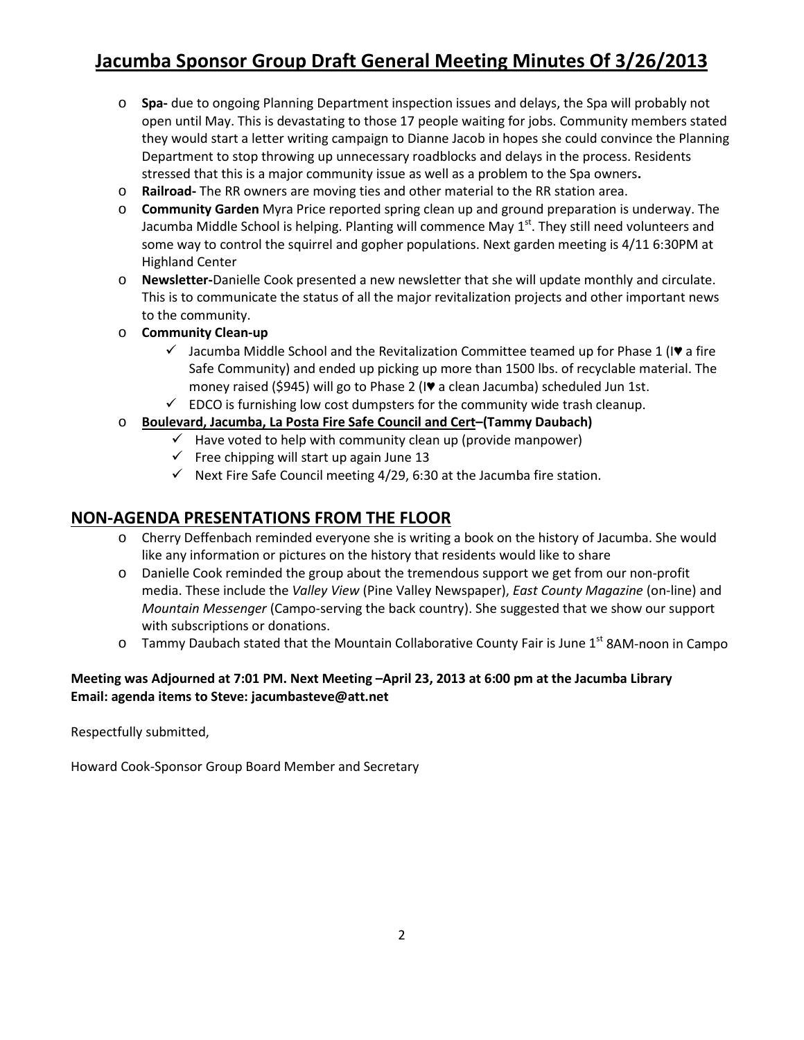# Jacumba Sponsor Group Draft General Meeting Minutes Of 3/26/2013

- **Spa-** due to ongoing Planning Department inspection issues and delays, the Spa will probably not open until May. This is devastating to those 17 people waiting for jobs. Community members stated they would start a letter writing campaign to Dianne Jacob in hopes she could convince the Planning Department to stop throwing up unnecessary roadblocks and delays in the process. Residents stressed that this is a major community issue as well as a problem to the Spa owners**.**
- **Railroad-** The RR owners are moving ties and other material to the RR station area.
- **Community Garden** Myra Price reported spring clean up and ground preparation is underway. The Jacumba Middle School is helping. Planting will commence May 1st. They still need volunteers and some way to control the squirrel and gopher populations. Next garden meeting is 4/11 6:30PM at Highland Center
- **Newsletter-**Danielle Cook presented a new newsletter that she will update monthly and circulate. This is to communicate the status of all the major revitalization projects and other important news to the community.
- **Community Clean-up**
  - ✓ Jacumba Middle School and the Revitalization Committee teamed up for Phase 1 (I♥ a fire Safe Community) and ended up picking up more than 1500 lbs. of recyclable material. The money raised ($945) will go to Phase 2 (I♥ a clean Jacumba) scheduled Jun 1st.
  - ✓ EDCO is furnishing low cost dumpsters for the community wide trash cleanup.
- **Boulevard, Jacumba, La Posta Fire Safe Council and Cert–(Tammy Daubach)**
  - ✓ Have voted to help with community clean up (provide manpower)
  - ✓ Free chipping will start up again June 13
  - ✓ Next Fire Safe Council meeting 4/29, 6:30 at the Jacumba fire station.

## NON-AGENDA PRESENTATIONS FROM THE FLOOR

- Cherry Deffenbach reminded everyone she is writing a book on the history of Jacumba. She would like any information or pictures on the history that residents would like to share
- Danielle Cook reminded the group about the tremendous support we get from our non-profit media. These include the *Valley View* (Pine Valley Newspaper), *East County Magazine* (on-line) and *Mountain Messenger* (Campo-serving the back country). She suggested that we show our support with subscriptions or donations.
- Tammy Daubach stated that the Mountain Collaborative County Fair is June 1st 8AM-noon in Campo

**Meeting was Adjourned at 7:01 PM. Next Meeting –April 23, 2013 at 6:00 pm at the Jacumba Library**
**Email: agenda items to Steve: jacumbasteve@att.net**

Respectfully submitted,

Howard Cook-Sponsor Group Board Member and Secretary